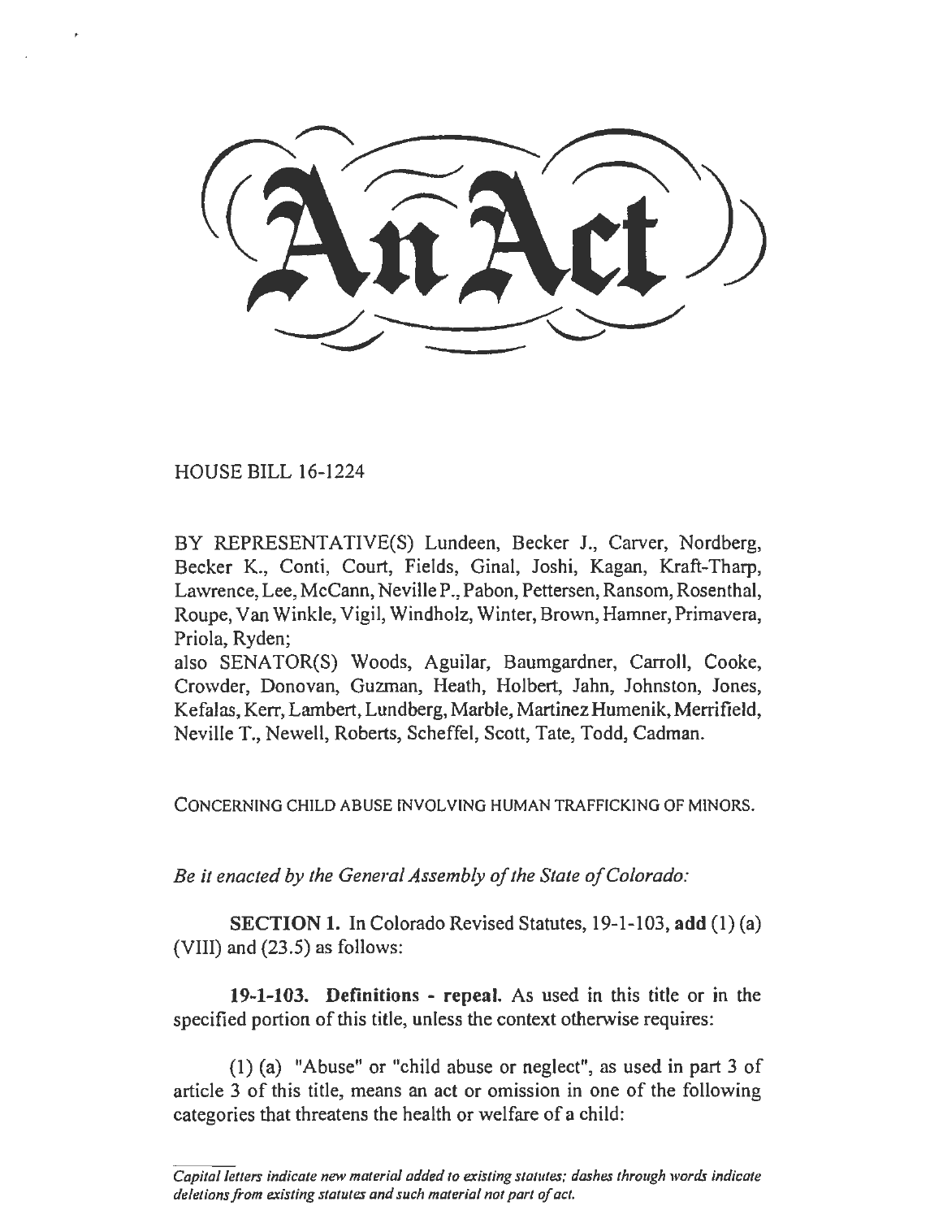# An Act

HOUSE BILL 16-1224

BY REPRESENTATIVE(S) Lundeen, Becker J., Carver, Nordberg, Becker K., Conti, Court, Fields, Ginal, Joshi, Kagan, Kraft-Tharp, Lawrence, Lee, McCann, Neville P., Pabon, Pettersen, Ransom, Rosenthal, Roupe, Van Winkle, Vigil, Windholz, Winter, Brown, Hamner, Primavera, Priola, Ryden;
also SENATOR(S) Woods, Aguilar, Baumgardner, Carroll, Cooke, Crowder, Donovan, Guzman, Heath, Holbert, Jahn, Johnston, Jones, Kefalas, Kerr, Lambert, Lundberg, Marble, Martinez Humenik, Merrifield, Neville T., Newell, Roberts, Scheffel, Scott, Tate, Todd, Cadman.

CONCERNING CHILD ABUSE INVOLVING HUMAN TRAFFICKING OF MINORS.

*Be it enacted by the General Assembly of the State of Colorado:*

**SECTION 1.** In Colorado Revised Statutes, 19-1-103, **add** (1) (a) (VIII) and (23.5) as follows:

**19-1-103. Definitions - repeal.** As used in this title or in the specified portion of this title, unless the context otherwise requires:

(1) (a) "Abuse" or "child abuse or neglect", as used in part 3 of article 3 of this title, means an act or omission in one of the following categories that threatens the health or welfare of a child:

*Capital letters indicate new material added to existing statutes; dashes through words indicate deletions from existing statutes and such material not part of act.*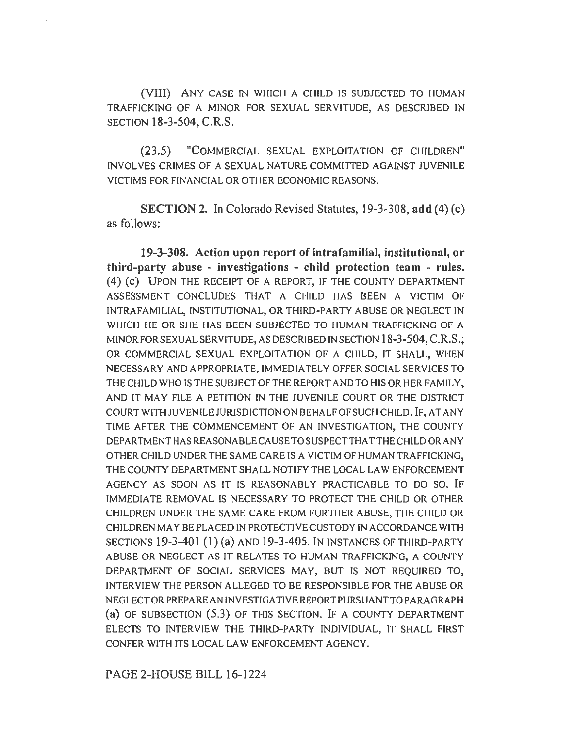(VIII) ANY CASE IN WHICH A CHILD IS SUBJECTED TO HUMAN TRAFFICKING OF A MINOR FOR SEXUAL SERVITUDE, AS DESCRIBED IN SECTION 18-3-504, C.R.S.

(23.5) "COMMERCIAL SEXUAL EXPLOITATION OF CHILDREN" INVOLVES CRIMES OF A SEXUAL NATURE COMMITTED AGAINST JUVENILE VICTIMS FOR FINANCIAL OR OTHER ECONOMIC REASONS.

**SECTION 2.** In Colorado Revised Statutes, 19-3-308, **add** (4) (c) as follows:

**19-3-308. Action upon report of intrafamilial, institutional, or third-party abuse - investigations - child protection team - rules.** (4) (c) UPON THE RECEIPT OF A REPORT, IF THE COUNTY DEPARTMENT ASSESSMENT CONCLUDES THAT A CHILD HAS BEEN A VICTIM OF INTRAFAMILIAL, INSTITUTIONAL, OR THIRD-PARTY ABUSE OR NEGLECT IN WHICH HE OR SHE HAS BEEN SUBJECTED TO HUMAN TRAFFICKING OF A MINOR FOR SEXUAL SERVITUDE, AS DESCRIBED IN SECTION 18-3-504, C.R.S.; OR COMMERCIAL SEXUAL EXPLOITATION OF A CHILD, IT SHALL, WHEN NECESSARY AND APPROPRIATE, IMMEDIATELY OFFER SOCIAL SERVICES TO THE CHILD WHO IS THE SUBJECT OF THE REPORT AND TO HIS OR HER FAMILY, AND IT MAY FILE A PETITION IN THE JUVENILE COURT OR THE DISTRICT COURT WITH JUVENILE JURISDICTION ON BEHALF OF SUCH CHILD. IF, AT ANY TIME AFTER THE COMMENCEMENT OF AN INVESTIGATION, THE COUNTY DEPARTMENT HAS REASONABLE CAUSE TO SUSPECT THAT THE CHILD OR ANY OTHER CHILD UNDER THE SAME CARE IS A VICTIM OF HUMAN TRAFFICKING, THE COUNTY DEPARTMENT SHALL NOTIFY THE LOCAL LAW ENFORCEMENT AGENCY AS SOON AS IT IS REASONABLY PRACTICABLE TO DO SO. IF IMMEDIATE REMOVAL IS NECESSARY TO PROTECT THE CHILD OR OTHER CHILDREN UNDER THE SAME CARE FROM FURTHER ABUSE, THE CHILD OR CHILDREN MAY BE PLACED IN PROTECTIVE CUSTODY IN ACCORDANCE WITH SECTIONS 19-3-401 (1) (a) AND 19-3-405. IN INSTANCES OF THIRD-PARTY ABUSE OR NEGLECT AS IT RELATES TO HUMAN TRAFFICKING, A COUNTY DEPARTMENT OF SOCIAL SERVICES MAY, BUT IS NOT REQUIRED TO, INTERVIEW THE PERSON ALLEGED TO BE RESPONSIBLE FOR THE ABUSE OR NEGLECT OR PREPARE AN INVESTIGATIVE REPORT PURSUANT TO PARAGRAPH (a) OF SUBSECTION (5.3) OF THIS SECTION. IF A COUNTY DEPARTMENT ELECTS TO INTERVIEW THE THIRD-PARTY INDIVIDUAL, IT SHALL FIRST CONFER WITH ITS LOCAL LAW ENFORCEMENT AGENCY.

PAGE 2-HOUSE BILL 16-1224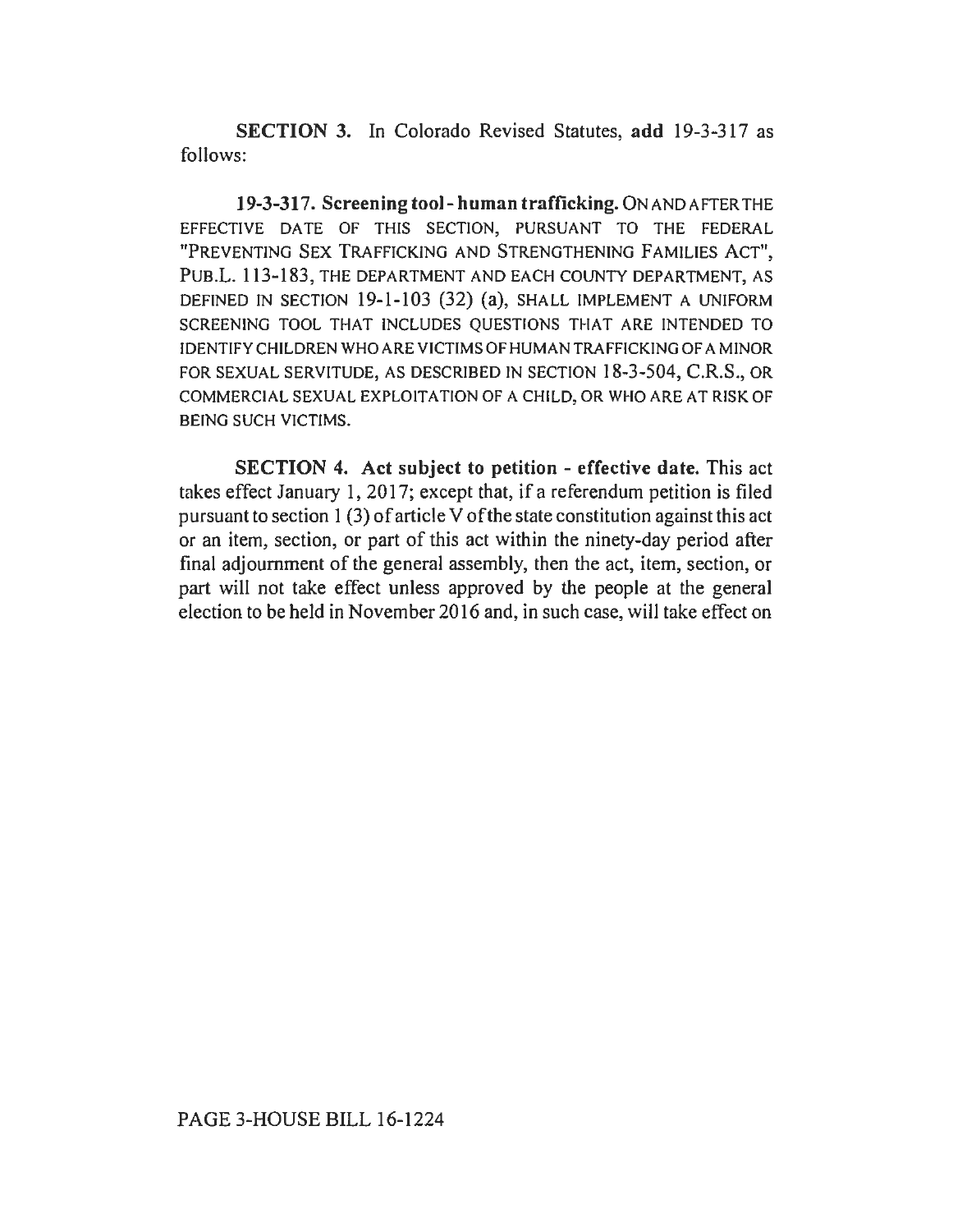**SECTION 3.** In Colorado Revised Statutes, **add** 19-3-317 as follows:

**19-3-317. Screening tool - human trafficking.** ON AND AFTER THE EFFECTIVE DATE OF THIS SECTION, PURSUANT TO THE FEDERAL "PREVENTING SEX TRAFFICKING AND STRENGTHENING FAMILIES ACT", PUB.L. 113-183, THE DEPARTMENT AND EACH COUNTY DEPARTMENT, AS DEFINED IN SECTION 19-1-103 (32) (a), SHALL IMPLEMENT A UNIFORM SCREENING TOOL THAT INCLUDES QUESTIONS THAT ARE INTENDED TO IDENTIFY CHILDREN WHO ARE VICTIMS OF HUMAN TRAFFICKING OF A MINOR FOR SEXUAL SERVITUDE, AS DESCRIBED IN SECTION 18-3-504, C.R.S., OR COMMERCIAL SEXUAL EXPLOITATION OF A CHILD, OR WHO ARE AT RISK OF BEING SUCH VICTIMS.

**SECTION 4. Act subject to petition - effective date.** This act takes effect January 1, 2017; except that, if a referendum petition is filed pursuant to section 1 (3) of article V of the state constitution against this act or an item, section, or part of this act within the ninety-day period after final adjournment of the general assembly, then the act, item, section, or part will not take effect unless approved by the people at the general election to be held in November 2016 and, in such case, will take effect on

PAGE 3-HOUSE BILL 16-1224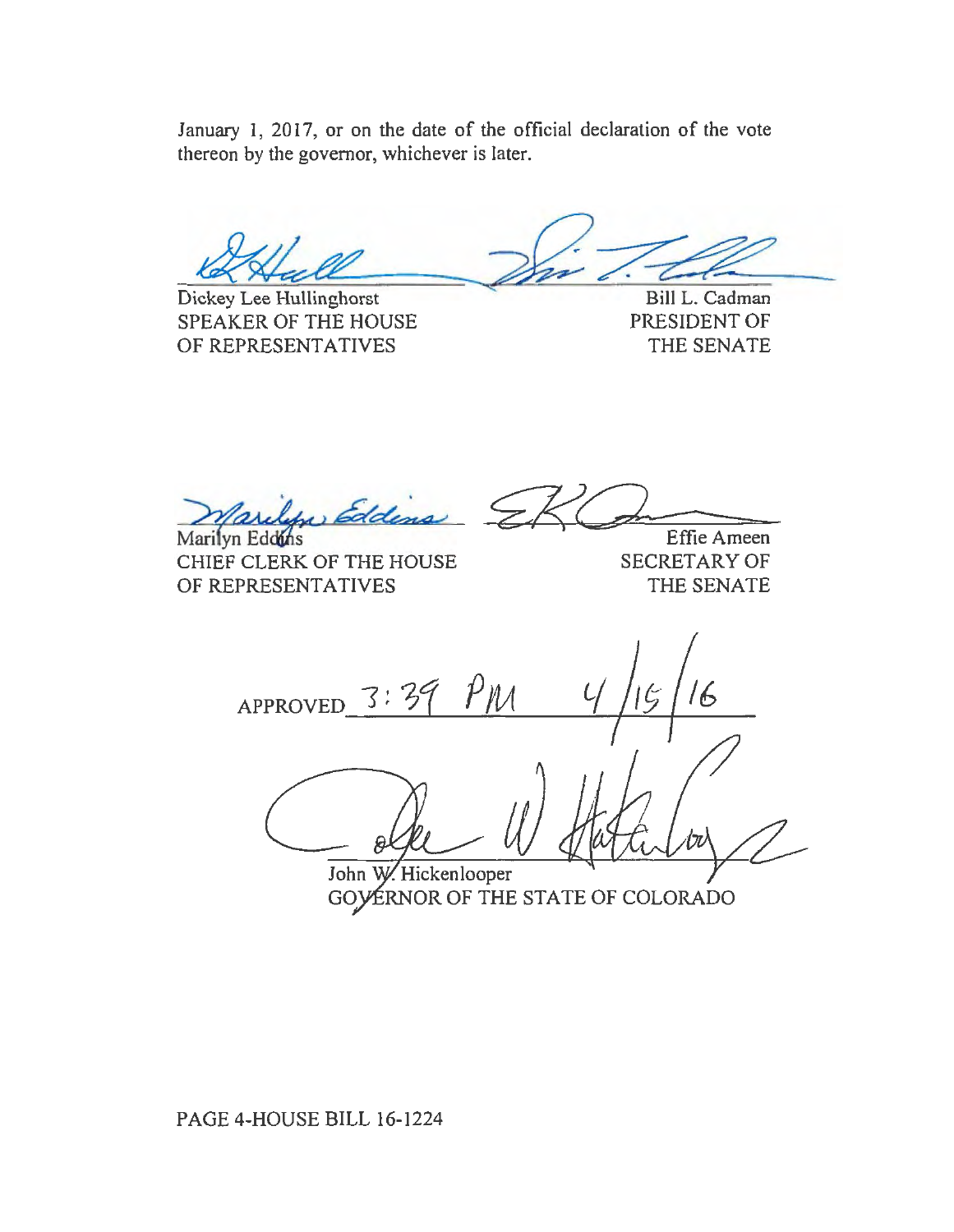January 1, 2017, or on the date of the official declaration of the vote thereon by the governor, whichever is later.

Dickey Lee Hullinghorst
SPEAKER OF THE HOUSE
OF REPRESENTATIVES

Bill L. Cadman
PRESIDENT OF
THE SENATE

Marilyn Eddins
CHIEF CLERK OF THE HOUSE
OF REPRESENTATIVES

Effie Ameen
SECRETARY OF
THE SENATE

APPROVED 3:39 PM 4/15/16

John W. Hickenlooper
GOVERNOR OF THE STATE OF COLORADO

PAGE 4-HOUSE BILL 16-1224